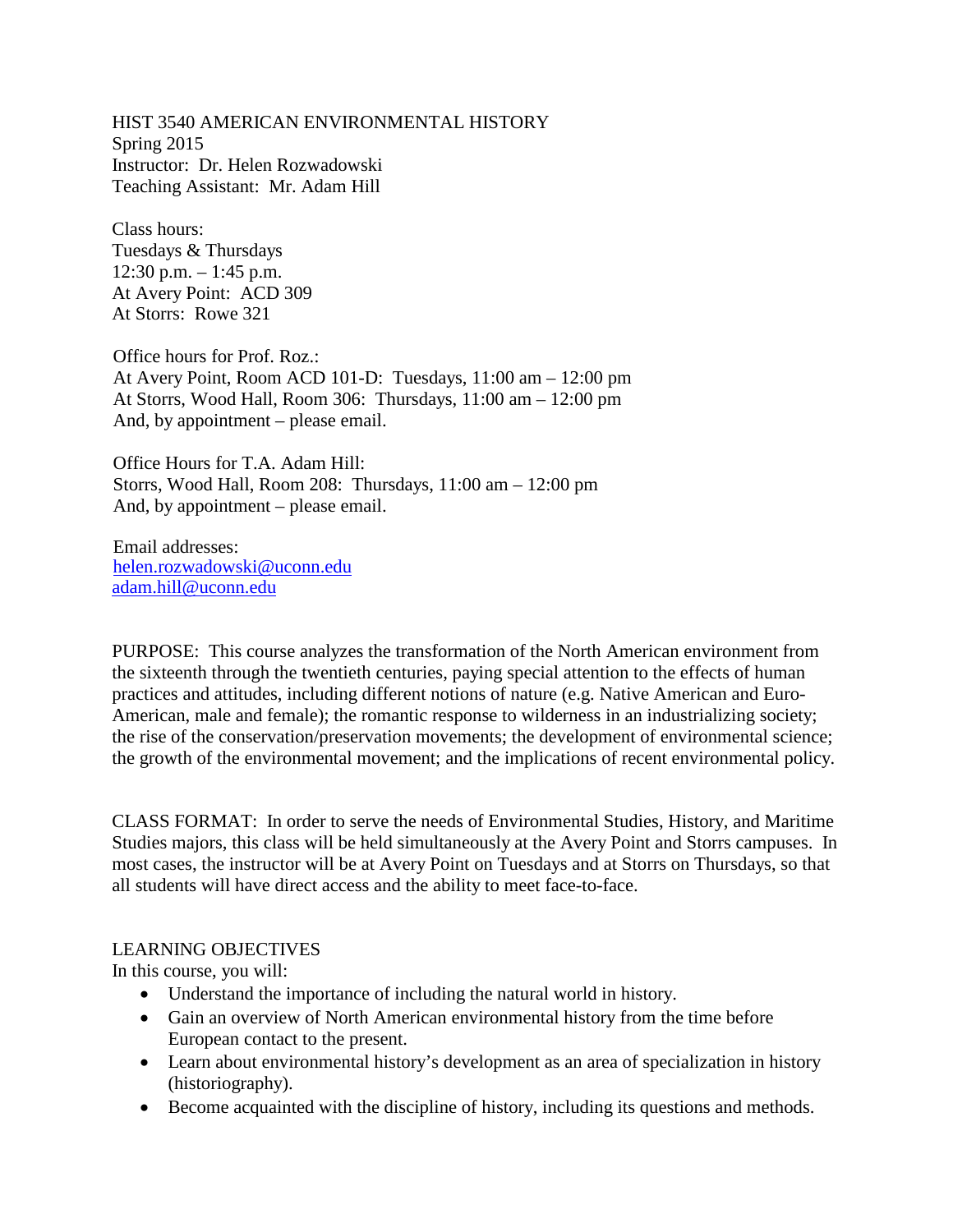HIST 3540 AMERICAN ENVIRONMENTAL HISTORY
Spring 2015
Instructor: Dr. Helen Rozwadowski
Teaching Assistant: Mr. Adam Hill

Class hours:
Tuesdays & Thursdays
12:30 p.m. – 1:45 p.m.
At Avery Point: ACD 309
At Storrs: Rowe 321

Office hours for Prof. Roz.:
At Avery Point, Room ACD 101-D: Tuesdays, 11:00 am – 12:00 pm
At Storrs, Wood Hall, Room 306: Thursdays, 11:00 am – 12:00 pm
And, by appointment – please email.

Office Hours for T.A. Adam Hill:
Storrs, Wood Hall, Room 208: Thursdays, 11:00 am – 12:00 pm
And, by appointment – please email.

Email addresses:
helen.rozwadowski@uconn.edu
adam.hill@uconn.edu

PURPOSE: This course analyzes the transformation of the North American environment from the sixteenth through the twentieth centuries, paying special attention to the effects of human practices and attitudes, including different notions of nature (e.g. Native American and Euro-American, male and female); the romantic response to wilderness in an industrializing society; the rise of the conservation/preservation movements; the development of environmental science; the growth of the environmental movement; and the implications of recent environmental policy.

CLASS FORMAT: In order to serve the needs of Environmental Studies, History, and Maritime Studies majors, this class will be held simultaneously at the Avery Point and Storrs campuses. In most cases, the instructor will be at Avery Point on Tuesdays and at Storrs on Thursdays, so that all students will have direct access and the ability to meet face-to-face.

LEARNING OBJECTIVES
In this course, you will:

- Understand the importance of including the natural world in history.
- Gain an overview of North American environmental history from the time before European contact to the present.
- Learn about environmental history's development as an area of specialization in history (historiography).
- Become acquainted with the discipline of history, including its questions and methods.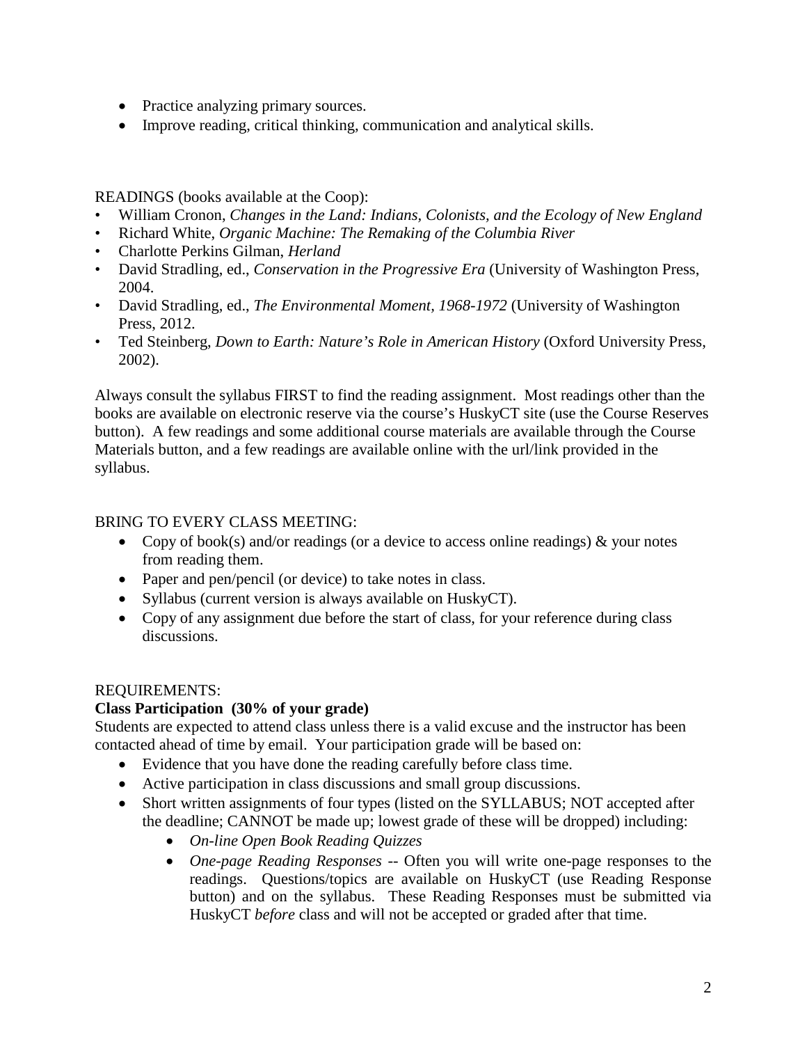- Practice analyzing primary sources.
- Improve reading, critical thinking, communication and analytical skills.

READINGS (books available at the Coop):

- William Cronon, *Changes in the Land: Indians, Colonists, and the Ecology of New England*
- Richard White, *Organic Machine: The Remaking of the Columbia River*
- Charlotte Perkins Gilman, *Herland*
- David Stradling, ed., *Conservation in the Progressive Era* (University of Washington Press, 2004.
- David Stradling, ed., *The Environmental Moment, 1968-1972* (University of Washington Press, 2012.
- Ted Steinberg, *Down to Earth: Nature's Role in American History* (Oxford University Press, 2002).

Always consult the syllabus FIRST to find the reading assignment. Most readings other than the books are available on electronic reserve via the course's HuskyCT site (use the Course Reserves button). A few readings and some additional course materials are available through the Course Materials button, and a few readings are available online with the url/link provided in the syllabus.

BRING TO EVERY CLASS MEETING:

- Copy of book(s) and/or readings (or a device to access online readings) & your notes from reading them.
- Paper and pen/pencil (or device) to take notes in class.
- Syllabus (current version is always available on HuskyCT).
- Copy of any assignment due before the start of class, for your reference during class discussions.

REQUIREMENTS:

**Class Participation (30% of your grade)**

Students are expected to attend class unless there is a valid excuse and the instructor has been contacted ahead of time by email. Your participation grade will be based on:

- Evidence that you have done the reading carefully before class time.
- Active participation in class discussions and small group discussions.
- Short written assignments of four types (listed on the SYLLABUS; NOT accepted after the deadline; CANNOT be made up; lowest grade of these will be dropped) including:
    - *On-line Open Book Reading Quizzes*
    - *One-page Reading Responses* -- Often you will write one-page responses to the readings. Questions/topics are available on HuskyCT (use Reading Response button) and on the syllabus. These Reading Responses must be submitted via HuskyCT *before* class and will not be accepted or graded after that time.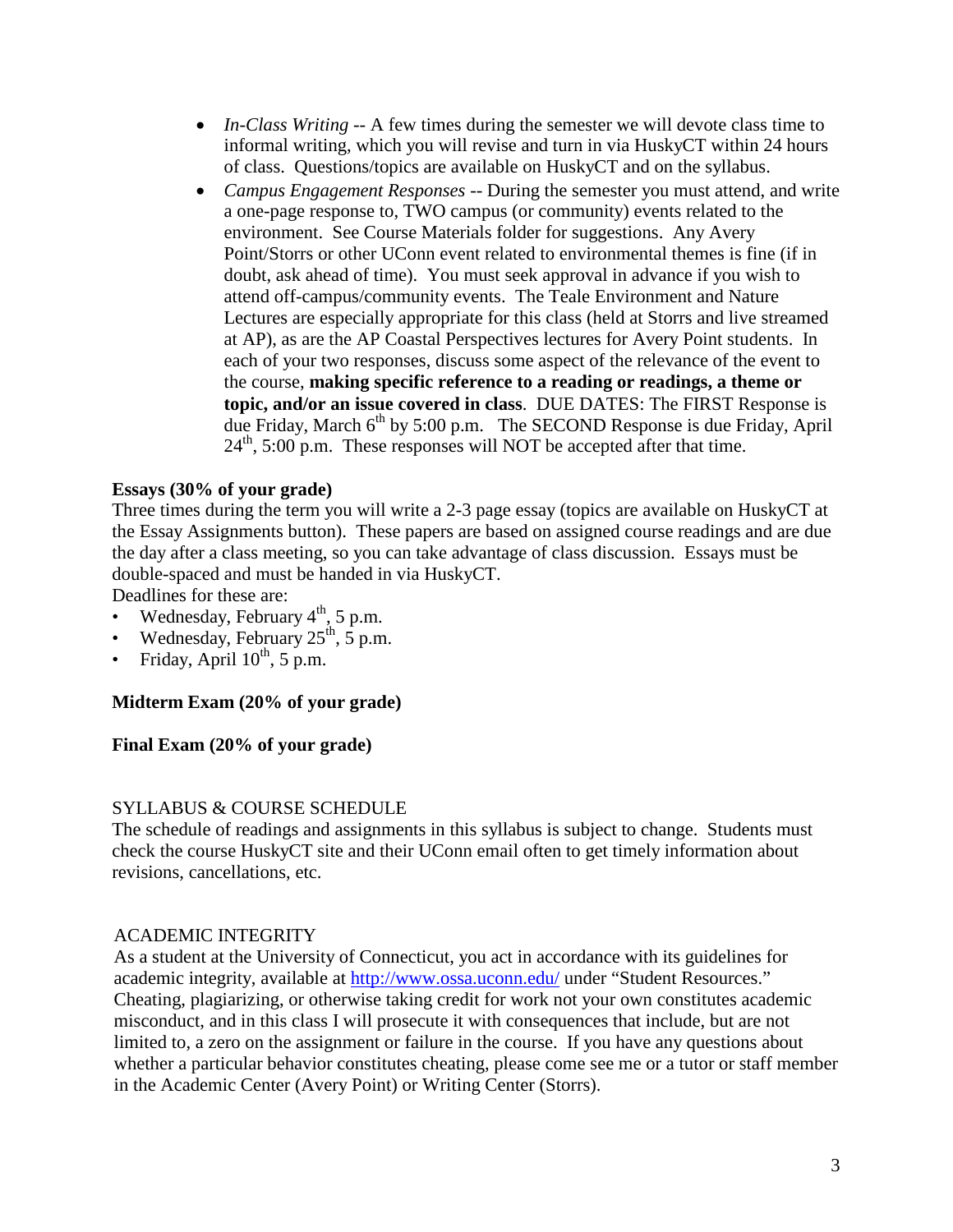- *In-Class Writing* -- A few times during the semester we will devote class time to informal writing, which you will revise and turn in via HuskyCT within 24 hours of class. Questions/topics are available on HuskyCT and on the syllabus.
- *Campus Engagement Responses* -- During the semester you must attend, and write a one-page response to, TWO campus (or community) events related to the environment. See Course Materials folder for suggestions. Any Avery Point/Storrs or other UConn event related to environmental themes is fine (if in doubt, ask ahead of time). You must seek approval in advance if you wish to attend off-campus/community events. The Teale Environment and Nature Lectures are especially appropriate for this class (held at Storrs and live streamed at AP), as are the AP Coastal Perspectives lectures for Avery Point students. In each of your two responses, discuss some aspect of the relevance of the event to the course, **making specific reference to a reading or readings, a theme or topic, and/or an issue covered in class**. DUE DATES: The FIRST Response is due Friday, March 6th by 5:00 p.m. The SECOND Response is due Friday, April 24th, 5:00 p.m. These responses will NOT be accepted after that time.

**Essays (30% of your grade)**

Three times during the term you will write a 2-3 page essay (topics are available on HuskyCT at the Essay Assignments button). These papers are based on assigned course readings and are due the day after a class meeting, so you can take advantage of class discussion. Essays must be double-spaced and must be handed in via HuskyCT.

Deadlines for these are:

- Wednesday, February 4th, 5 p.m.
- Wednesday, February 25th, 5 p.m.
- Friday, April 10th, 5 p.m.

**Midterm Exam (20% of your grade)**

**Final Exam (20% of your grade)**

SYLLABUS & COURSE SCHEDULE

The schedule of readings and assignments in this syllabus is subject to change. Students must check the course HuskyCT site and their UConn email often to get timely information about revisions, cancellations, etc.

ACADEMIC INTEGRITY

As a student at the University of Connecticut, you act in accordance with its guidelines for academic integrity, available at http://www.ossa.uconn.edu/ under "Student Resources." Cheating, plagiarizing, or otherwise taking credit for work not your own constitutes academic misconduct, and in this class I will prosecute it with consequences that include, but are not limited to, a zero on the assignment or failure in the course. If you have any questions about whether a particular behavior constitutes cheating, please come see me or a tutor or staff member in the Academic Center (Avery Point) or Writing Center (Storrs).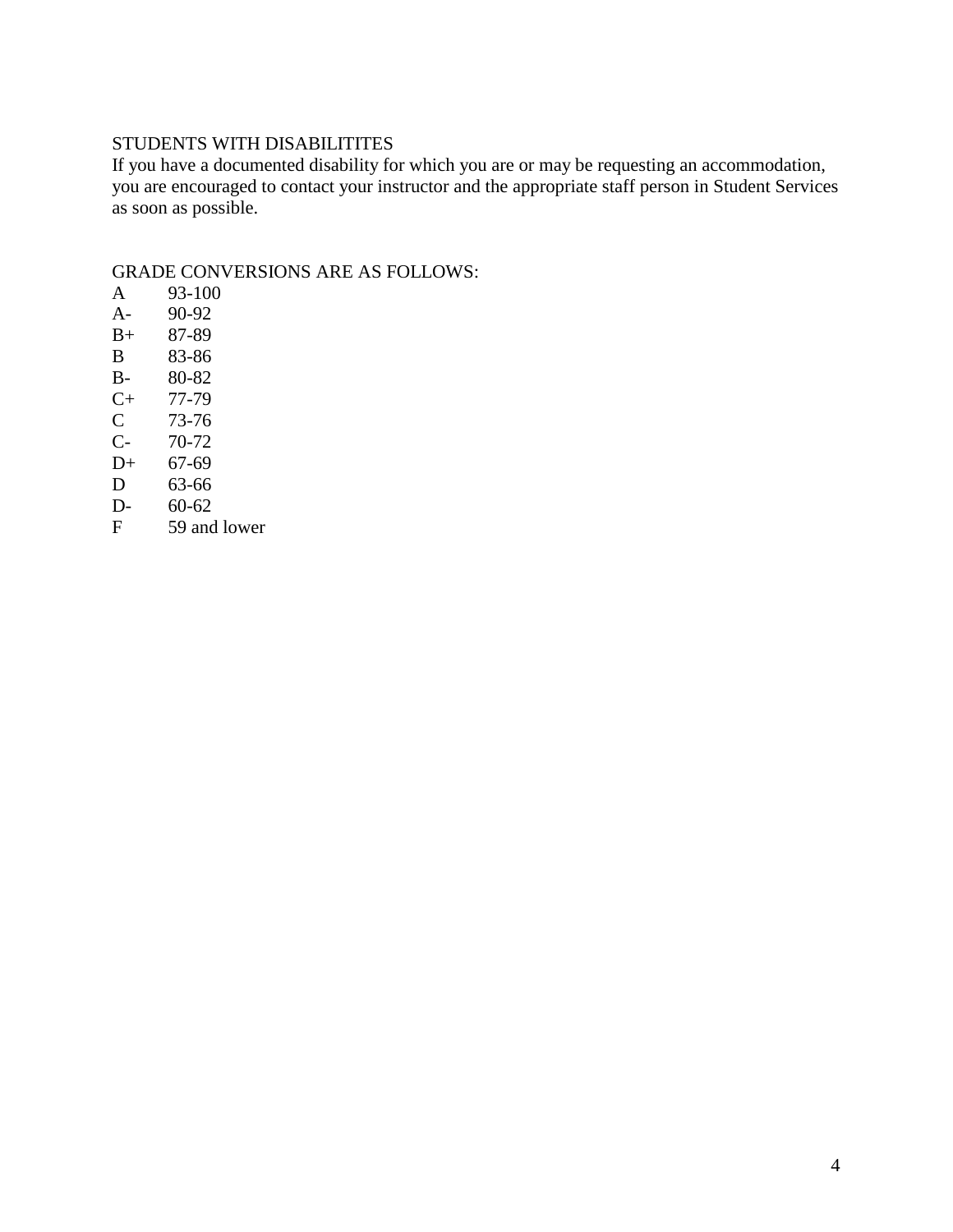STUDENTS WITH DISABILITITES

If you have a documented disability for which you are or may be requesting an accommodation, you are encouraged to contact your instructor and the appropriate staff person in Student Services as soon as possible.

GRADE CONVERSIONS ARE AS FOLLOWS:

| | |
|---|---|
| A | 93-100 |
| A- | 90-92 |
| B+ | 87-89 |
| B | 83-86 |
| B- | 80-82 |
| C+ | 77-79 |
| C | 73-76 |
| C- | 70-72 |
| D+ | 67-69 |
| D | 63-66 |
| D- | 60-62 |
| F | 59 and lower |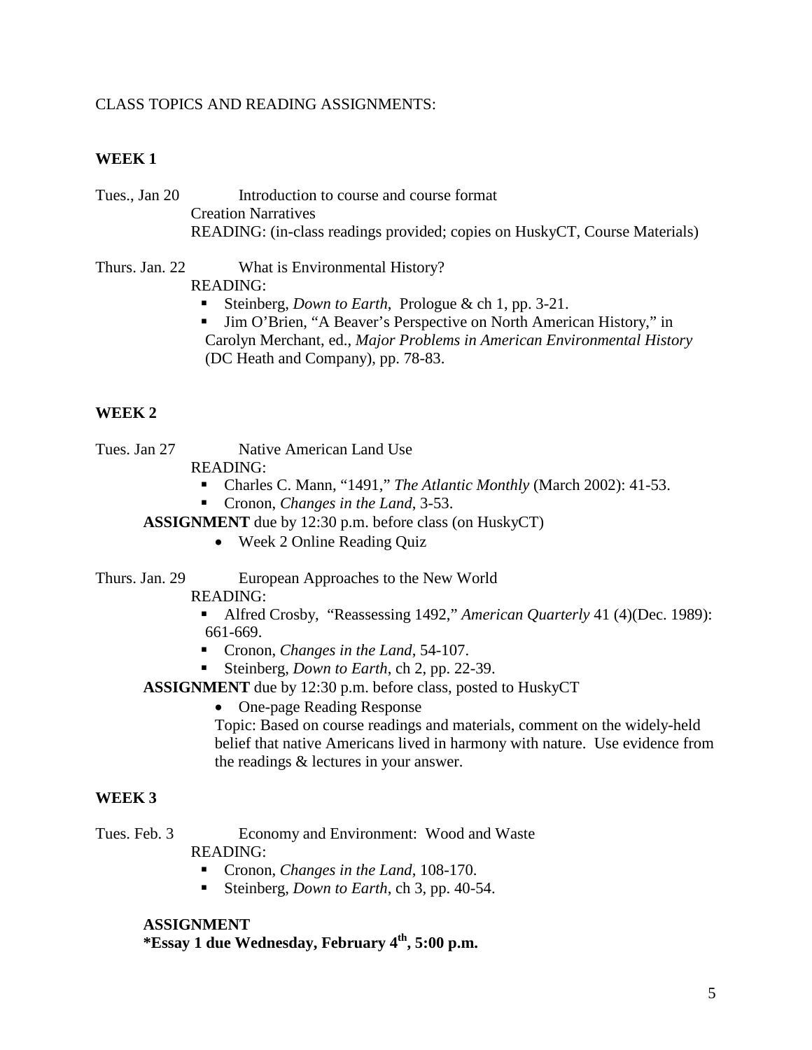CLASS TOPICS AND READING ASSIGNMENTS:

## WEEK 1

Tues., Jan 20 — Introduction to course and course format

Creation Narratives

READING: (in-class readings provided; copies on HuskyCT, Course Materials)

Thurs. Jan. 22 — What is Environmental History?

READING:

- Steinberg, *Down to Earth*, Prologue & ch 1, pp. 3-21.
- Jim O'Brien, "A Beaver's Perspective on North American History," in Carolyn Merchant, ed., *Major Problems in American Environmental History* (DC Heath and Company), pp. 78-83.

## WEEK 2

Tues. Jan 27 — Native American Land Use

READING:

- Charles C. Mann, "1491," *The Atlantic Monthly* (March 2002): 41-53.
- Cronon, *Changes in the Land*, 3-53.

**ASSIGNMENT** due by 12:30 p.m. before class (on HuskyCT)

- Week 2 Online Reading Quiz

Thurs. Jan. 29 — European Approaches to the New World

READING:

- Alfred Crosby, "Reassessing 1492," *American Quarterly* 41 (4)(Dec. 1989): 661-669.
- Cronon, *Changes in the Land*, 54-107.
- Steinberg, *Down to Earth*, ch 2, pp. 22-39.

**ASSIGNMENT** due by 12:30 p.m. before class, posted to HuskyCT

- One-page Reading Response

  Topic: Based on course readings and materials, comment on the widely-held belief that native Americans lived in harmony with nature. Use evidence from the readings & lectures in your answer.

## WEEK 3

Tues. Feb. 3 — Economy and Environment: Wood and Waste

READING:

- Cronon, *Changes in the Land*, 108-170.
- Steinberg, *Down to Earth*, ch 3, pp. 40-54.

**ASSIGNMENT**

**\*Essay 1 due Wednesday, February 4th, 5:00 p.m.**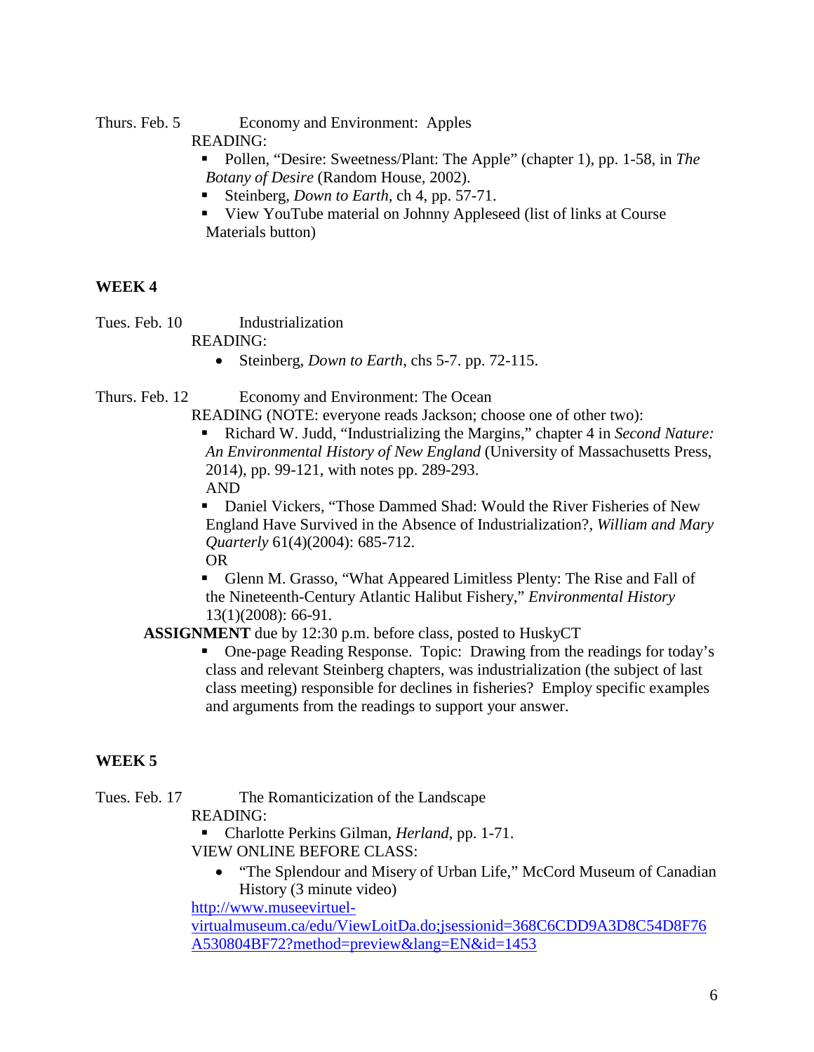Thurs. Feb. 5 Economy and Environment: Apples

READING:

- Pollen, "Desire: Sweetness/Plant: The Apple" (chapter 1), pp. 1-58, in *The Botany of Desire* (Random House, 2002).
- Steinberg, *Down to Earth*, ch 4, pp. 57-71.
- View YouTube material on Johnny Appleseed (list of links at Course Materials button)

**WEEK 4**

Tues. Feb. 10 Industrialization

READING:

- Steinberg, *Down to Earth*, chs 5-7. pp. 72-115.

Thurs. Feb. 12 Economy and Environment: The Ocean

READING (NOTE: everyone reads Jackson; choose one of other two):

- Richard W. Judd, "Industrializing the Margins," chapter 4 in *Second Nature: An Environmental History of New England* (University of Massachusetts Press, 2014), pp. 99-121, with notes pp. 289-293.
  AND
- Daniel Vickers, "Those Dammed Shad: Would the River Fisheries of New England Have Survived in the Absence of Industrialization?, *William and Mary Quarterly* 61(4)(2004): 685-712.
  OR
- Glenn M. Grasso, "What Appeared Limitless Plenty: The Rise and Fall of the Nineteenth-Century Atlantic Halibut Fishery," *Environmental History* 13(1)(2008): 66-91.

**ASSIGNMENT** due by 12:30 p.m. before class, posted to HuskyCT

- One-page Reading Response. Topic: Drawing from the readings for today's class and relevant Steinberg chapters, was industrialization (the subject of last class meeting) responsible for declines in fisheries? Employ specific examples and arguments from the readings to support your answer.

**WEEK 5**

Tues. Feb. 17 The Romanticization of the Landscape

READING:

- Charlotte Perkins Gilman, *Herland*, pp. 1-71.

VIEW ONLINE BEFORE CLASS:

- "The Splendour and Misery of Urban Life," McCord Museum of Canadian History (3 minute video)

http://www.museevirtuel-virtualmuseum.ca/edu/ViewLoitDa.do;jsessionid=368C6CDD9A3D8C54D8F76A530804BF72?method=preview&lang=EN&id=1453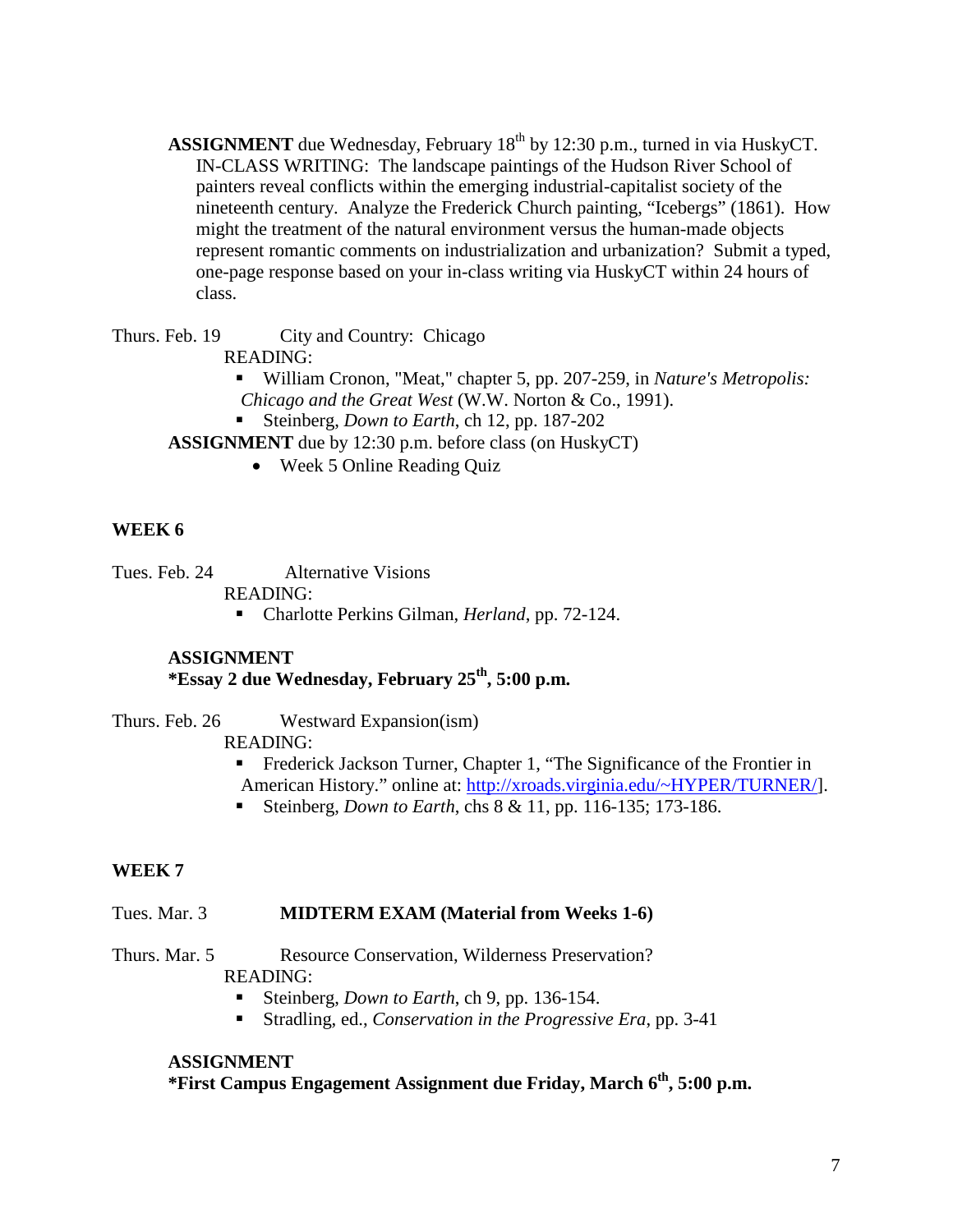**ASSIGNMENT** due Wednesday, February 18th by 12:30 p.m., turned in via HuskyCT. IN-CLASS WRITING: The landscape paintings of the Hudson River School of painters reveal conflicts within the emerging industrial-capitalist society of the nineteenth century. Analyze the Frederick Church painting, "Icebergs" (1861). How might the treatment of the natural environment versus the human-made objects represent romantic comments on industrialization and urbanization? Submit a typed, one-page response based on your in-class writing via HuskyCT within 24 hours of class.

Thurs. Feb. 19 City and Country: Chicago

READING:

- William Cronon, "Meat," chapter 5, pp. 207-259, in *Nature's Metropolis: Chicago and the Great West* (W.W. Norton & Co., 1991).
- Steinberg, *Down to Earth*, ch 12, pp. 187-202

**ASSIGNMENT** due by 12:30 p.m. before class (on HuskyCT)

- Week 5 Online Reading Quiz

**WEEK 6**

Tues. Feb. 24 Alternative Visions

READING:

- Charlotte Perkins Gilman, *Herland*, pp. 72-124.

**ASSIGNMENT**
**\*Essay 2 due Wednesday, February 25th, 5:00 p.m.**

Thurs. Feb. 26 Westward Expansion(ism)

READING:

- Frederick Jackson Turner, Chapter 1, "The Significance of the Frontier in American History." online at: [http://xroads.virginia.edu/~HYPER/TURNER/](http://xroads.virginia.edu/~HYPER/TURNER/)].
- Steinberg, *Down to Earth*, chs 8 & 11, pp. 116-135; 173-186.

**WEEK 7**

Tues. Mar. 3 **MIDTERM EXAM (Material from Weeks 1-6)**

Thurs. Mar. 5 Resource Conservation, Wilderness Preservation?

READING:

- Steinberg, *Down to Earth*, ch 9, pp. 136-154.
- Stradling, ed., *Conservation in the Progressive Era*, pp. 3-41

**ASSIGNMENT**
**\*First Campus Engagement Assignment due Friday, March 6th, 5:00 p.m.**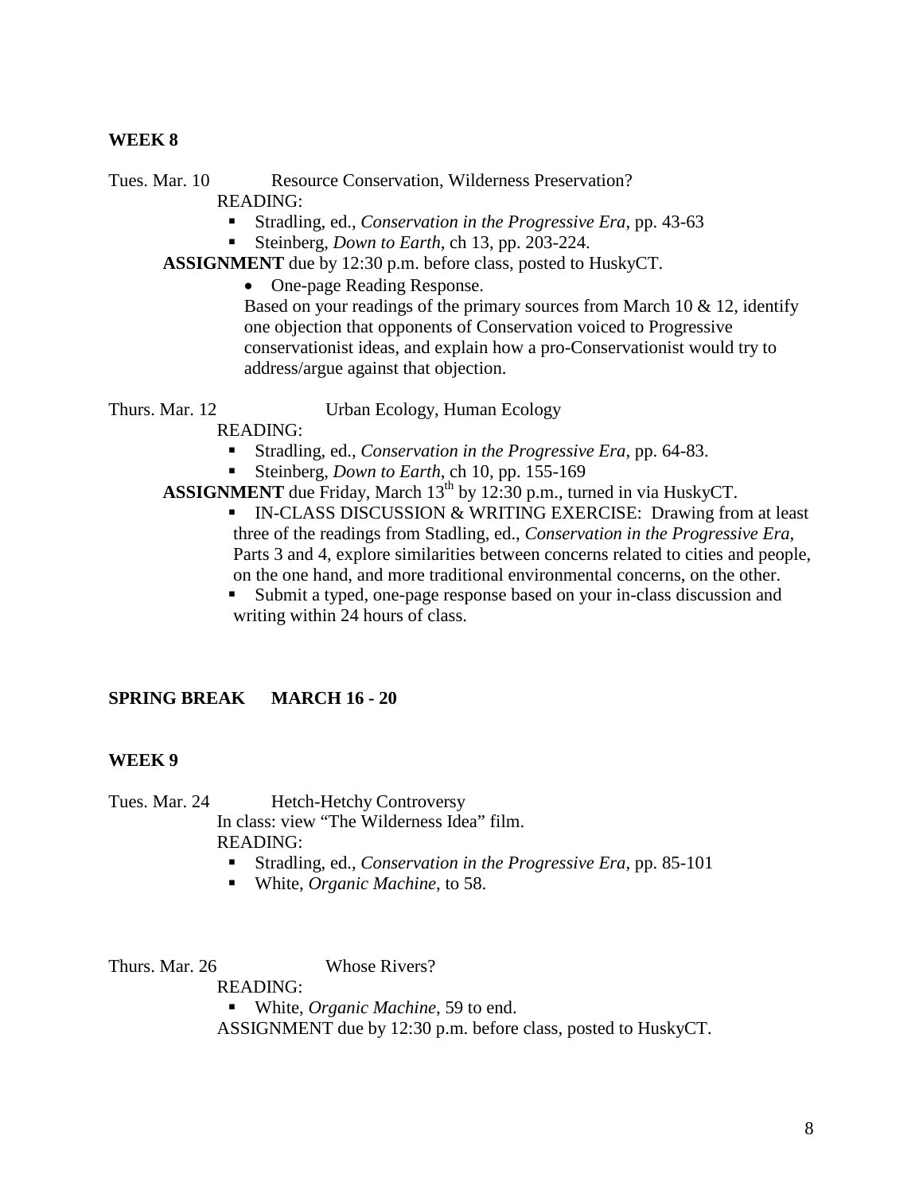**WEEK 8**

Tues. Mar. 10 Resource Conservation, Wilderness Preservation?

READING:

- Stradling, ed., *Conservation in the Progressive Era*, pp. 43-63
- Steinberg, *Down to Earth*, ch 13, pp. 203-224.

**ASSIGNMENT** due by 12:30 p.m. before class, posted to HuskyCT.

- One-page Reading Response.

  Based on your readings of the primary sources from March 10 & 12, identify one objection that opponents of Conservation voiced to Progressive conservationist ideas, and explain how a pro-Conservationist would try to address/argue against that objection.

Thurs. Mar. 12 Urban Ecology, Human Ecology

READING:

- Stradling, ed., *Conservation in the Progressive Era*, pp. 64-83.
- Steinberg, *Down to Earth*, ch 10, pp. 155-169

**ASSIGNMENT** due Friday, March 13th by 12:30 p.m., turned in via HuskyCT.

- IN-CLASS DISCUSSION & WRITING EXERCISE: Drawing from at least three of the readings from Stadling, ed., *Conservation in the Progressive Era*, Parts 3 and 4, explore similarities between concerns related to cities and people, on the one hand, and more traditional environmental concerns, on the other.
- Submit a typed, one-page response based on your in-class discussion and writing within 24 hours of class.

**SPRING BREAK MARCH 16 - 20**

**WEEK 9**

Tues. Mar. 24 Hetch-Hetchy Controversy

In class: view "The Wilderness Idea" film.

READING:

- Stradling, ed., *Conservation in the Progressive Era*, pp. 85-101
- White, *Organic Machine*, to 58.

Thurs. Mar. 26 Whose Rivers?

READING:

- White, *Organic Machine*, 59 to end.

ASSIGNMENT due by 12:30 p.m. before class, posted to HuskyCT.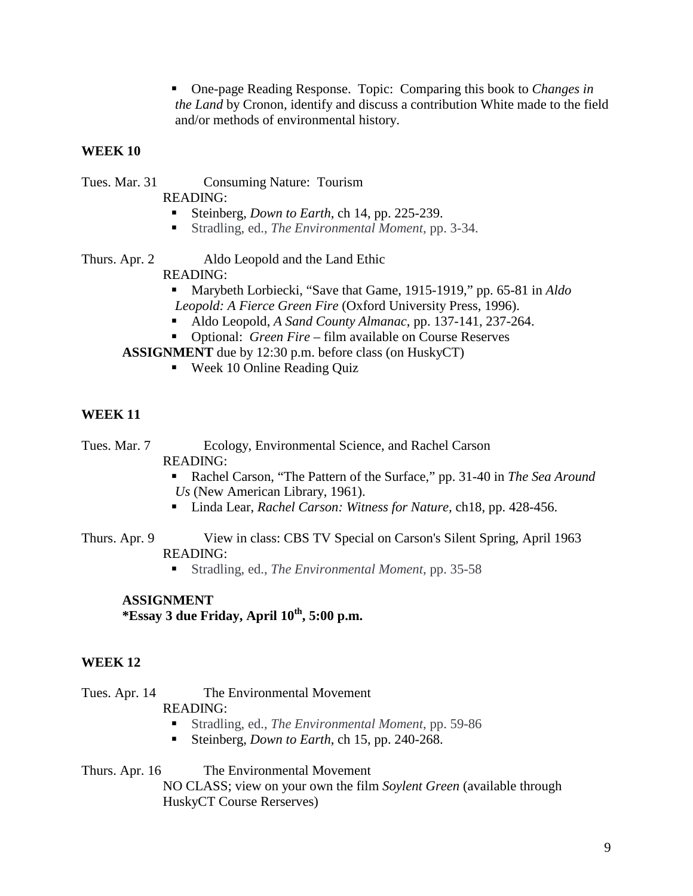- One-page Reading Response. Topic: Comparing this book to *Changes in the Land* by Cronon, identify and discuss a contribution White made to the field and/or methods of environmental history.

**WEEK 10**

Tues. Mar. 31 Consuming Nature: Tourism

READING:

- Steinberg, *Down to Earth*, ch 14, pp. 225-239.
- Stradling, ed., *The Environmental Moment*, pp. 3-34.

Thurs. Apr. 2 Aldo Leopold and the Land Ethic

READING:

- Marybeth Lorbiecki, "Save that Game, 1915-1919," pp. 65-81 in *Aldo Leopold: A Fierce Green Fire* (Oxford University Press, 1996).
- Aldo Leopold, *A Sand County Almanac*, pp. 137-141, 237-264.
- Optional: *Green Fire* – film available on Course Reserves

**ASSIGNMENT** due by 12:30 p.m. before class (on HuskyCT)

- Week 10 Online Reading Quiz

**WEEK 11**

Tues. Mar. 7 Ecology, Environmental Science, and Rachel Carson

READING:

- Rachel Carson, "The Pattern of the Surface," pp. 31-40 in *The Sea Around Us* (New American Library, 1961).
- Linda Lear, *Rachel Carson: Witness for Nature*, ch18, pp. 428-456.

Thurs. Apr. 9 View in class: CBS TV Special on Carson's Silent Spring, April 1963

READING:

- Stradling, ed., *The Environmental Moment*, pp. 35-58

**ASSIGNMENT**
**\*Essay 3 due Friday, April 10th, 5:00 p.m.**

**WEEK 12**

Tues. Apr. 14 The Environmental Movement

READING:

- Stradling, ed., *The Environmental Moment*, pp. 59-86
- Steinberg, *Down to Earth*, ch 15, pp. 240-268.

Thurs. Apr. 16 The Environmental Movement

NO CLASS; view on your own the film *Soylent Green* (available through HuskyCT Course Rerserves)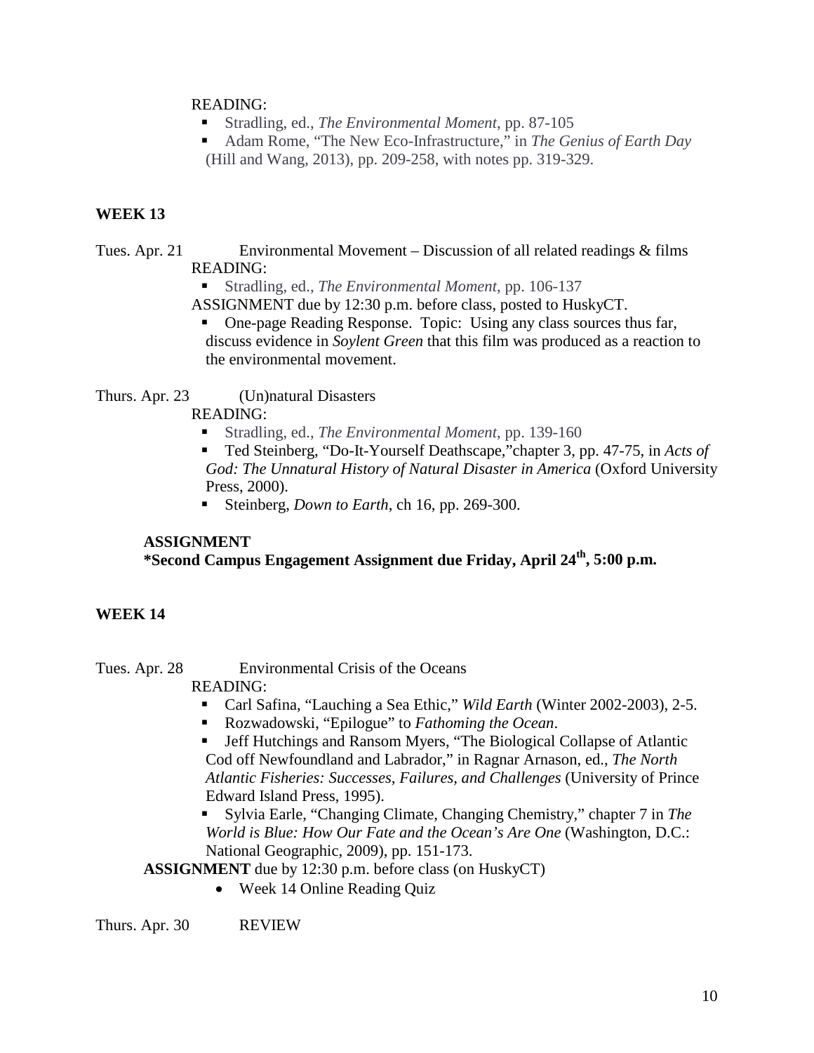READING:

- Stradling, ed., *The Environmental Moment*, pp. 87-105
- Adam Rome, "The New Eco-Infrastructure," in *The Genius of Earth Day* (Hill and Wang, 2013), pp. 209-258, with notes pp. 319-329.

**WEEK 13**

Tues. Apr. 21 Environmental Movement – Discussion of all related readings & films

READING:

- Stradling, ed., *The Environmental Moment*, pp. 106-137

ASSIGNMENT due by 12:30 p.m. before class, posted to HuskyCT.

- One-page Reading Response. Topic: Using any class sources thus far, discuss evidence in *Soylent Green* that this film was produced as a reaction to the environmental movement.

Thurs. Apr. 23 (Un)natural Disasters

READING:

- Stradling, ed., *The Environmental Moment*, pp. 139-160
- Ted Steinberg, "Do-It-Yourself Deathscape,"chapter 3, pp. 47-75, in *Acts of God: The Unnatural History of Natural Disaster in America* (Oxford University Press, 2000).
- Steinberg, *Down to Earth*, ch 16, pp. 269-300.

**ASSIGNMENT**
**\*Second Campus Engagement Assignment due Friday, April 24th, 5:00 p.m.**

**WEEK 14**

Tues. Apr. 28 Environmental Crisis of the Oceans

READING:

- Carl Safina, "Lauching a Sea Ethic," *Wild Earth* (Winter 2002-2003), 2-5.
- Rozwadowski, "Epilogue" to *Fathoming the Ocean*.
- Jeff Hutchings and Ransom Myers, "The Biological Collapse of Atlantic Cod off Newfoundland and Labrador," in Ragnar Arnason, ed., *The North Atlantic Fisheries: Successes, Failures, and Challenges* (University of Prince Edward Island Press, 1995).
- Sylvia Earle, "Changing Climate, Changing Chemistry," chapter 7 in *The World is Blue: How Our Fate and the Ocean's Are One* (Washington, D.C.: National Geographic, 2009), pp. 151-173.

**ASSIGNMENT** due by 12:30 p.m. before class (on HuskyCT)

- Week 14 Online Reading Quiz

Thurs. Apr. 30 REVIEW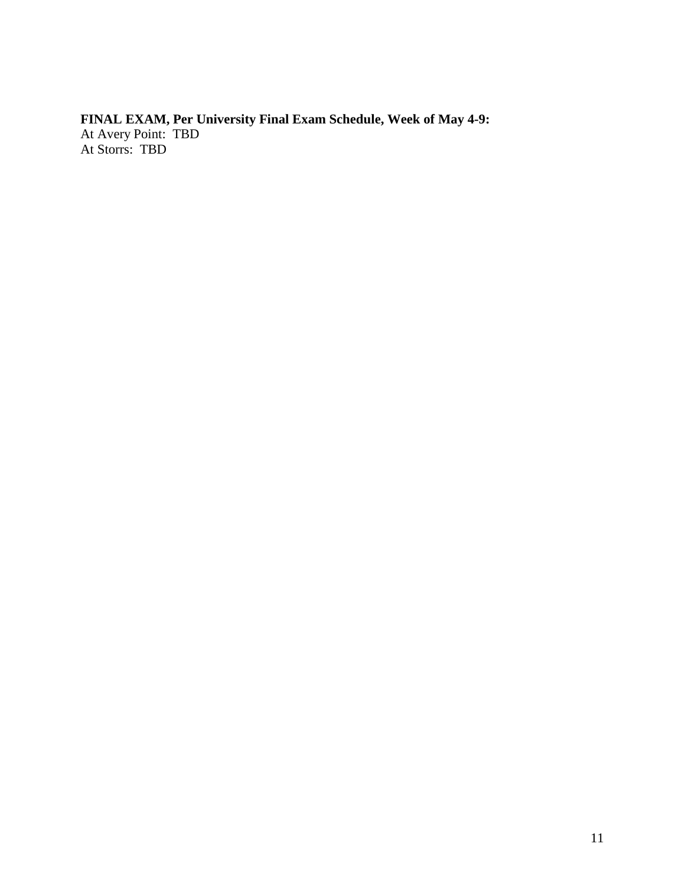**FINAL EXAM, Per University Final Exam Schedule, Week of May 4-9:**
At Avery Point: TBD
At Storrs: TBD